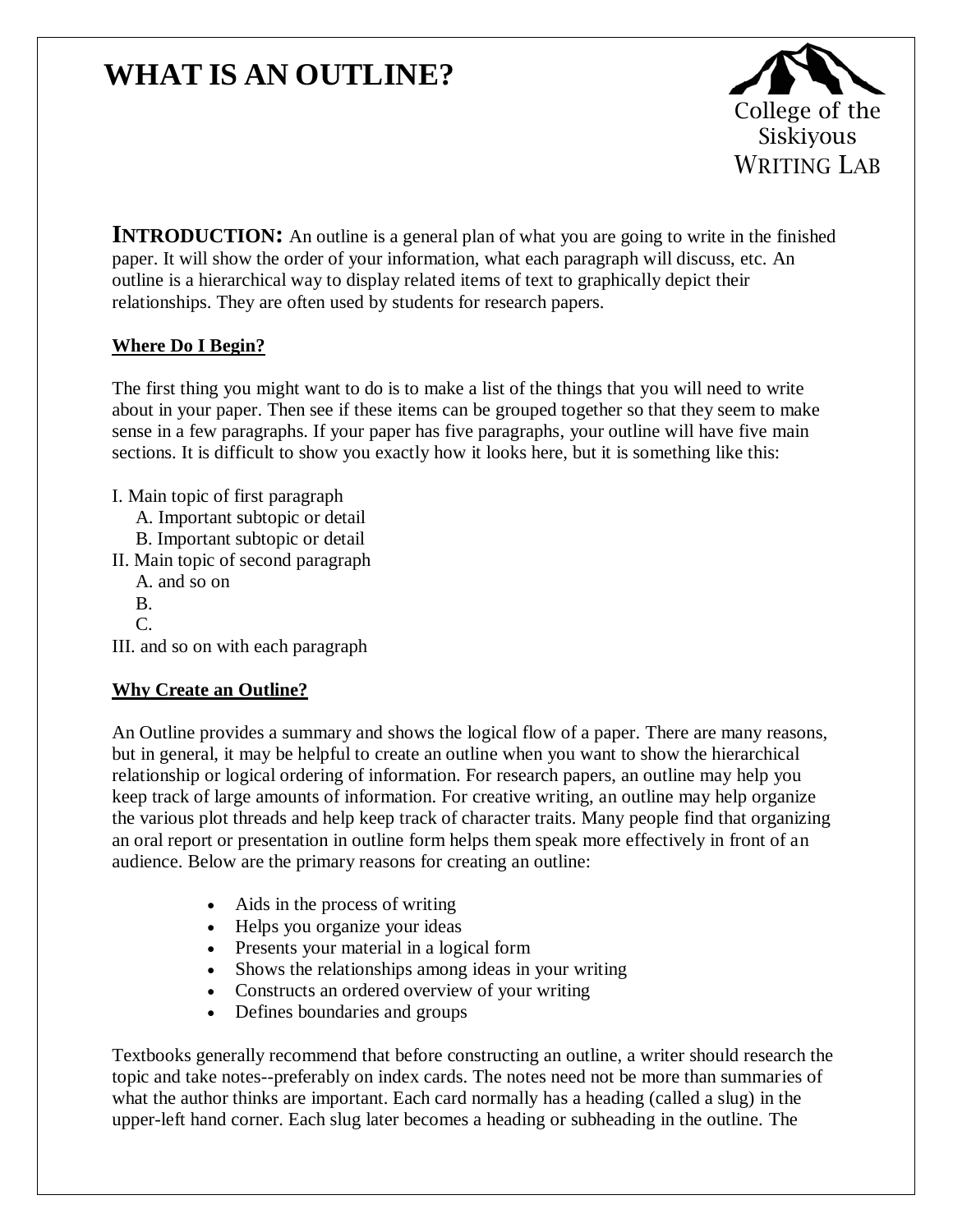# WHAT IS AN OUTLINE?

College of the Siskiyous
WRITING LAB

**INTRODUCTION:** An outline is a general plan of what you are going to write in the finished paper. It will show the order of your information, what each paragraph will discuss, etc. An outline is a hierarchical way to display related items of text to graphically depict their relationships. They are often used by students for research papers.

## Where Do I Begin?

The first thing you might want to do is to make a list of the things that you will need to write about in your paper. Then see if these items can be grouped together so that they seem to make sense in a few paragraphs. If your paper has five paragraphs, your outline will have five main sections. It is difficult to show you exactly how it looks here, but it is something like this:

I. Main topic of first paragraph
    A. Important subtopic or detail
    B. Important subtopic or detail
II. Main topic of second paragraph
    A. and so on
    B.
    C.
III. and so on with each paragraph

## Why Create an Outline?

An Outline provides a summary and shows the logical flow of a paper. There are many reasons, but in general, it may be helpful to create an outline when you want to show the hierarchical relationship or logical ordering of information. For research papers, an outline may help you keep track of large amounts of information. For creative writing, an outline may help organize the various plot threads and help keep track of character traits. Many people find that organizing an oral report or presentation in outline form helps them speak more effectively in front of an audience. Below are the primary reasons for creating an outline:

- Aids in the process of writing
- Helps you organize your ideas
- Presents your material in a logical form
- Shows the relationships among ideas in your writing
- Constructs an ordered overview of your writing
- Defines boundaries and groups

Textbooks generally recommend that before constructing an outline, a writer should research the topic and take notes--preferably on index cards. The notes need not be more than summaries of what the author thinks are important. Each card normally has a heading (called a slug) in the upper-left hand corner. Each slug later becomes a heading or subheading in the outline. The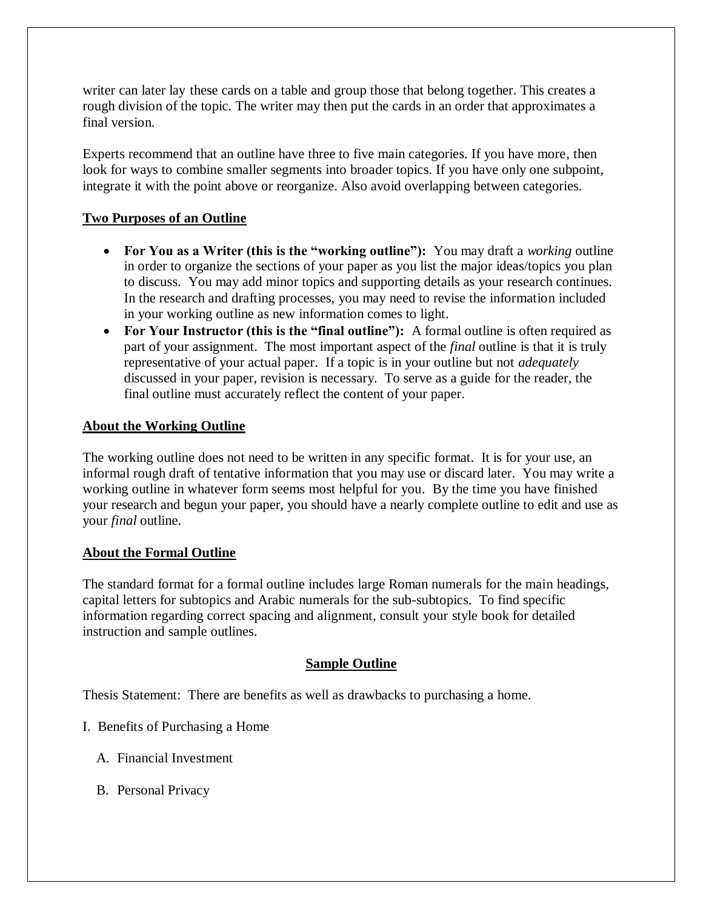writer can later lay these cards on a table and group those that belong together. This creates a rough division of the topic. The writer may then put the cards in an order that approximates a final version.

Experts recommend that an outline have three to five main categories. If you have more, then look for ways to combine smaller segments into broader topics. If you have only one subpoint, integrate it with the point above or reorganize. Also avoid overlapping between categories.

## Two Purposes of an Outline

- **For You as a Writer (this is the "working outline"):** You may draft a *working* outline in order to organize the sections of your paper as you list the major ideas/topics you plan to discuss. You may add minor topics and supporting details as your research continues. In the research and drafting processes, you may need to revise the information included in your working outline as new information comes to light.
- **For Your Instructor (this is the "final outline"):** A formal outline is often required as part of your assignment. The most important aspect of the *final* outline is that it is truly representative of your actual paper. If a topic is in your outline but not *adequately* discussed in your paper, revision is necessary. To serve as a guide for the reader, the final outline must accurately reflect the content of your paper.

## About the Working Outline

The working outline does not need to be written in any specific format. It is for your use, an informal rough draft of tentative information that you may use or discard later. You may write a working outline in whatever form seems most helpful for you. By the time you have finished your research and begun your paper, you should have a nearly complete outline to edit and use as your *final* outline.

## About the Formal Outline

The standard format for a formal outline includes large Roman numerals for the main headings, capital letters for subtopics and Arabic numerals for the sub-subtopics. To find specific information regarding correct spacing and alignment, consult your style book for detailed instruction and sample outlines.

## Sample Outline

Thesis Statement: There are benefits as well as drawbacks to purchasing a home.

I. Benefits of Purchasing a Home

&nbsp;&nbsp;&nbsp;&nbsp;A. Financial Investment

&nbsp;&nbsp;&nbsp;&nbsp;B. Personal Privacy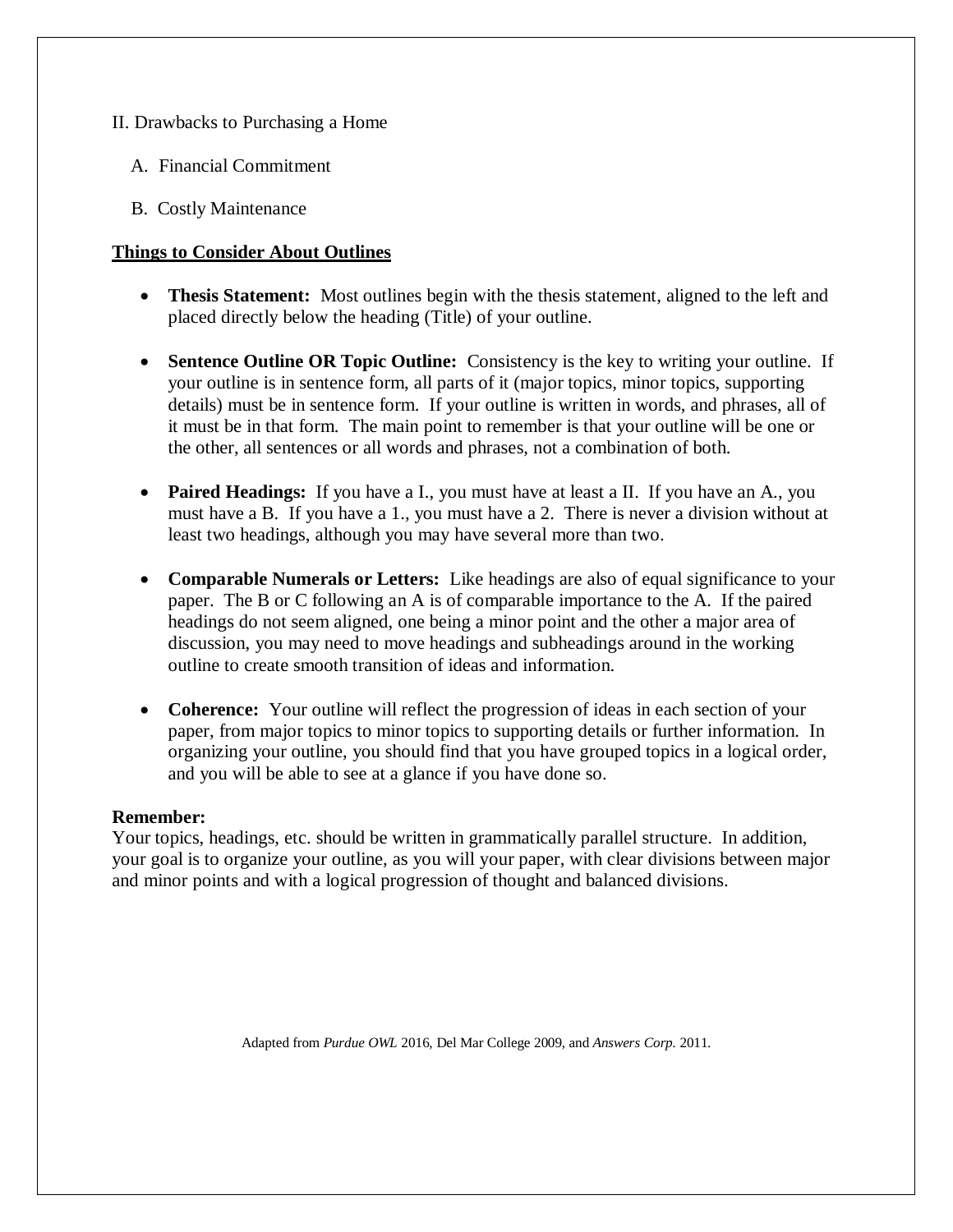II. Drawbacks to Purchasing a Home

A. Financial Commitment

B. Costly Maintenance

**Things to Consider About Outlines**

- **Thesis Statement:** Most outlines begin with the thesis statement, aligned to the left and placed directly below the heading (Title) of your outline.

- **Sentence Outline OR Topic Outline:** Consistency is the key to writing your outline. If your outline is in sentence form, all parts of it (major topics, minor topics, supporting details) must be in sentence form. If your outline is written in words, and phrases, all of it must be in that form. The main point to remember is that your outline will be one or the other, all sentences or all words and phrases, not a combination of both.

- **Paired Headings:** If you have a I., you must have at least a II. If you have an A., you must have a B. If you have a 1., you must have a 2. There is never a division without at least two headings, although you may have several more than two.

- **Comparable Numerals or Letters:** Like headings are also of equal significance to your paper. The B or C following an A is of comparable importance to the A. If the paired headings do not seem aligned, one being a minor point and the other a major area of discussion, you may need to move headings and subheadings around in the working outline to create smooth transition of ideas and information.

- **Coherence:** Your outline will reflect the progression of ideas in each section of your paper, from major topics to minor topics to supporting details or further information. In organizing your outline, you should find that you have grouped topics in a logical order, and you will be able to see at a glance if you have done so.

**Remember:**
Your topics, headings, etc. should be written in grammatically parallel structure. In addition, your goal is to organize your outline, as you will your paper, with clear divisions between major and minor points and with a logical progression of thought and balanced divisions.

Adapted from *Purdue OWL* 2016, Del Mar College 2009, and *Answers Corp.* 2011.